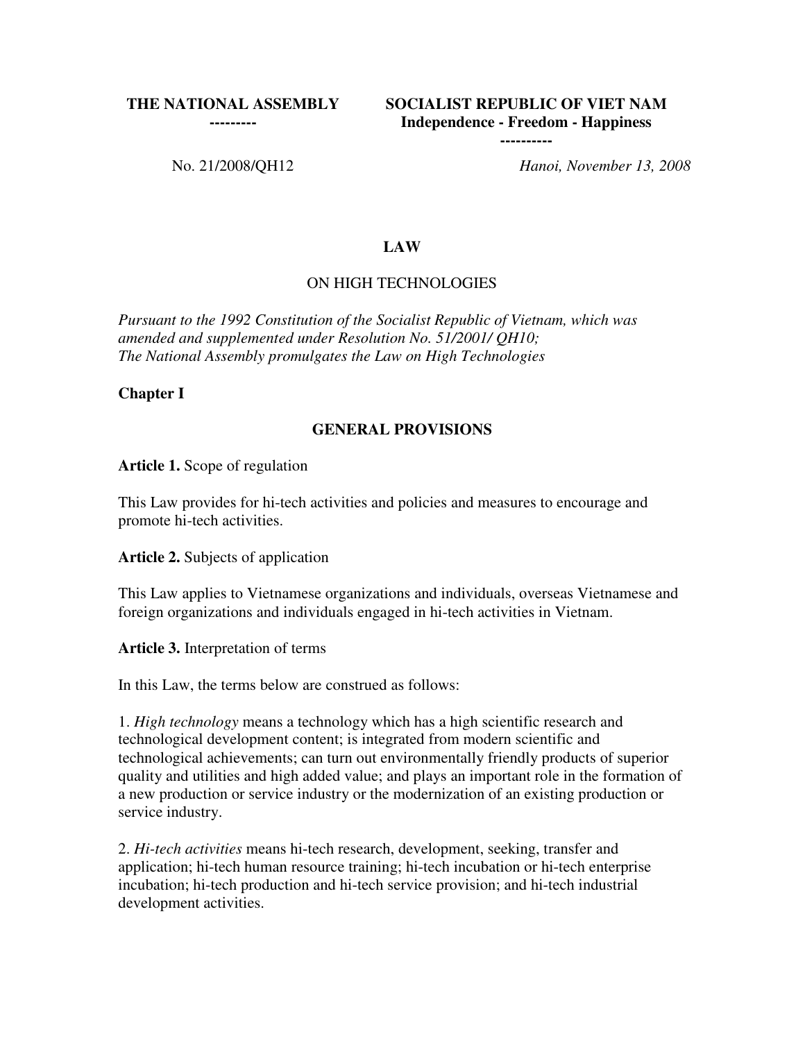**THE NATIONAL ASSEMBLY**
---------

**SOCIALIST REPUBLIC OF VIET NAM**
**Independence - Freedom - Happiness**
----------

No. 21/2008/QH12

*Hanoi, November 13, 2008*

# LAW

## ON HIGH TECHNOLOGIES

*Pursuant to the 1992 Constitution of the Socialist Republic of Vietnam, which was amended and supplemented under Resolution No. 51/2001/ QH10;*
*The National Assembly promulgates the Law on High Technologies*

## Chapter I

## GENERAL PROVISIONS

**Article 1.** Scope of regulation

This Law provides for hi-tech activities and policies and measures to encourage and promote hi-tech activities.

**Article 2.** Subjects of application

This Law applies to Vietnamese organizations and individuals, overseas Vietnamese and foreign organizations and individuals engaged in hi-tech activities in Vietnam.

**Article 3.** Interpretation of terms

In this Law, the terms below are construed as follows:

1. *High technology* means a technology which has a high scientific research and technological development content; is integrated from modern scientific and technological achievements; can turn out environmentally friendly products of superior quality and utilities and high added value; and plays an important role in the formation of a new production or service industry or the modernization of an existing production or service industry.

2. *Hi-tech activities* means hi-tech research, development, seeking, transfer and application; hi-tech human resource training; hi-tech incubation or hi-tech enterprise incubation; hi-tech production and hi-tech service provision; and hi-tech industrial development activities.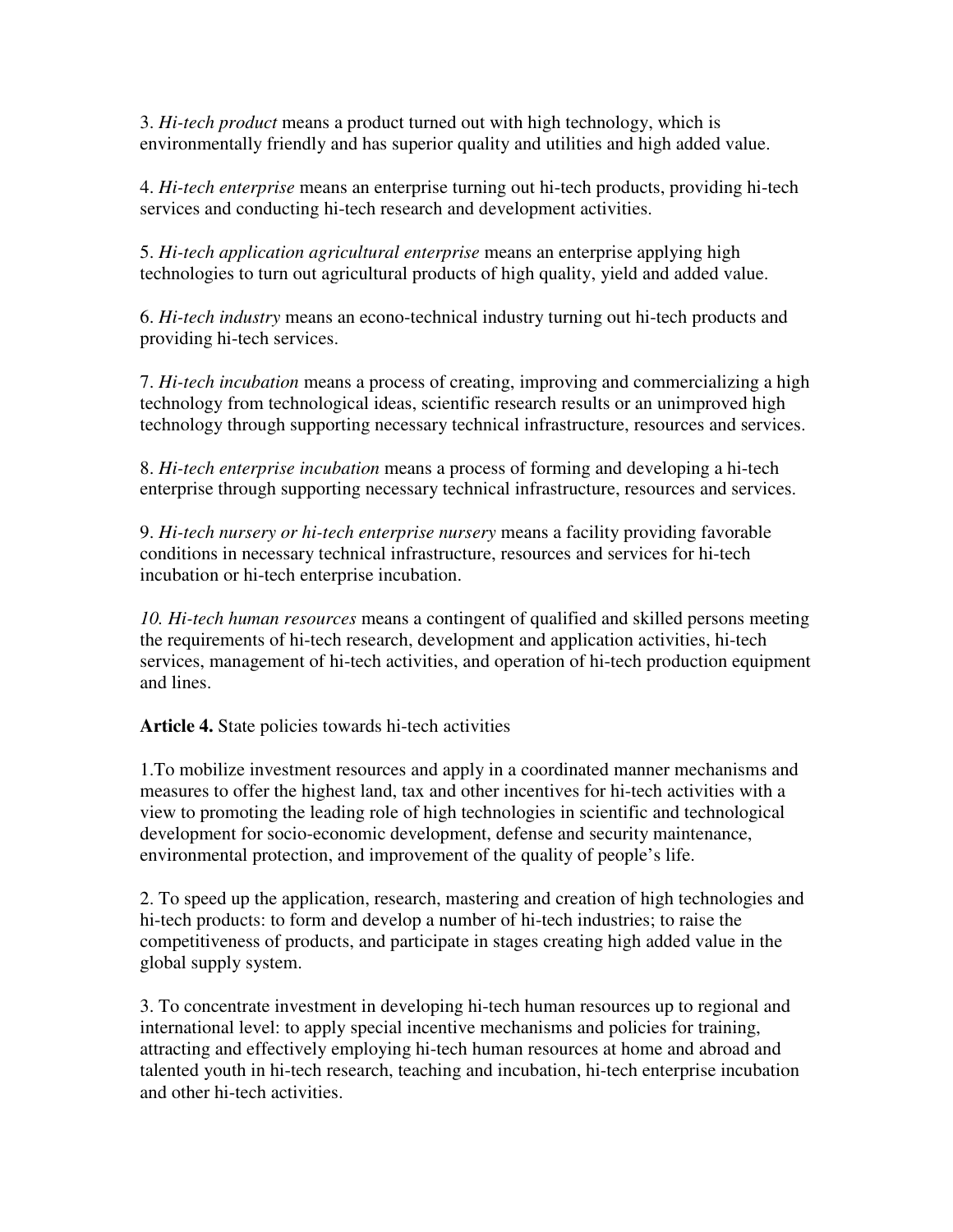3. *Hi-tech product* means a product turned out with high technology, which is environmentally friendly and has superior quality and utilities and high added value.

4. *Hi-tech enterprise* means an enterprise turning out hi-tech products, providing hi-tech services and conducting hi-tech research and development activities.

5. *Hi-tech application agricultural enterprise* means an enterprise applying high technologies to turn out agricultural products of high quality, yield and added value.

6. *Hi-tech industry* means an econo-technical industry turning out hi-tech products and providing hi-tech services.

7. *Hi-tech incubation* means a process of creating, improving and commercializing a high technology from technological ideas, scientific research results or an unimproved high technology through supporting necessary technical infrastructure, resources and services.

8. *Hi-tech enterprise incubation* means a process of forming and developing a hi-tech enterprise through supporting necessary technical infrastructure, resources and services.

9. *Hi-tech nursery or hi-tech enterprise nursery* means a facility providing favorable conditions in necessary technical infrastructure, resources and services for hi-tech incubation or hi-tech enterprise incubation.

*10. Hi-tech human resources* means a contingent of qualified and skilled persons meeting the requirements of hi-tech research, development and application activities, hi-tech services, management of hi-tech activities, and operation of hi-tech production equipment and lines.

**Article 4.** State policies towards hi-tech activities

1.To mobilize investment resources and apply in a coordinated manner mechanisms and measures to offer the highest land, tax and other incentives for hi-tech activities with a view to promoting the leading role of high technologies in scientific and technological development for socio-economic development, defense and security maintenance, environmental protection, and improvement of the quality of people's life.

2. To speed up the application, research, mastering and creation of high technologies and hi-tech products: to form and develop a number of hi-tech industries; to raise the competitiveness of products, and participate in stages creating high added value in the global supply system.

3. To concentrate investment in developing hi-tech human resources up to regional and international level: to apply special incentive mechanisms and policies for training, attracting and effectively employing hi-tech human resources at home and abroad and talented youth in hi-tech research, teaching and incubation, hi-tech enterprise incubation and other hi-tech activities.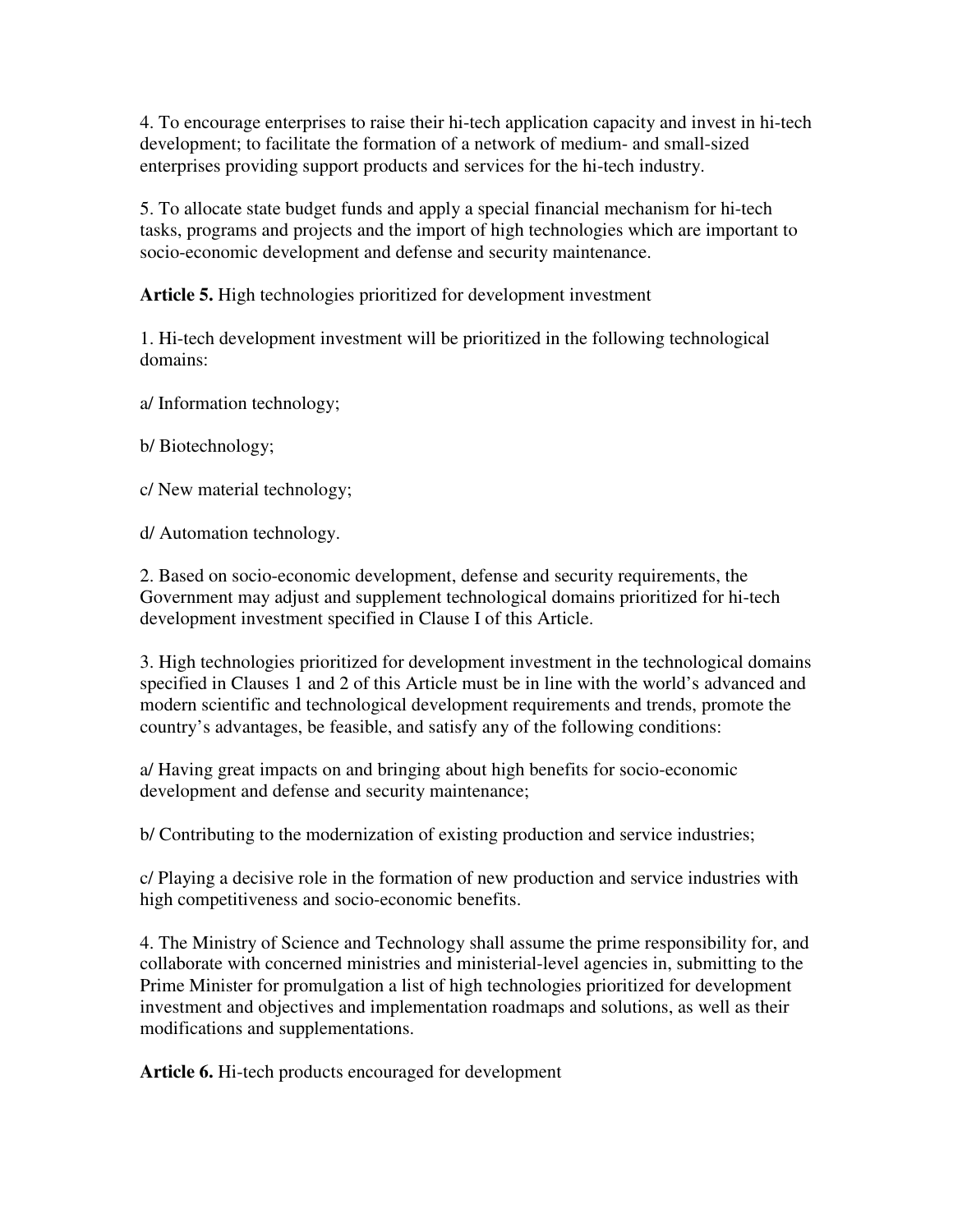4. To encourage enterprises to raise their hi-tech application capacity and invest in hi-tech development; to facilitate the formation of a network of medium- and small-sized enterprises providing support products and services for the hi-tech industry.

5. To allocate state budget funds and apply a special financial mechanism for hi-tech tasks, programs and projects and the import of high technologies which are important to socio-economic development and defense and security maintenance.

**Article 5.** High technologies prioritized for development investment

1. Hi-tech development investment will be prioritized in the following technological domains:

a/ Information technology;

b/ Biotechnology;

c/ New material technology;

d/ Automation technology.

2. Based on socio-economic development, defense and security requirements, the Government may adjust and supplement technological domains prioritized for hi-tech development investment specified in Clause I of this Article.

3. High technologies prioritized for development investment in the technological domains specified in Clauses 1 and 2 of this Article must be in line with the world's advanced and modern scientific and technological development requirements and trends, promote the country's advantages, be feasible, and satisfy any of the following conditions:

a/ Having great impacts on and bringing about high benefits for socio-economic development and defense and security maintenance;

b/ Contributing to the modernization of existing production and service industries;

c/ Playing a decisive role in the formation of new production and service industries with high competitiveness and socio-economic benefits.

4. The Ministry of Science and Technology shall assume the prime responsibility for, and collaborate with concerned ministries and ministerial-level agencies in, submitting to the Prime Minister for promulgation a list of high technologies prioritized for development investment and objectives and implementation roadmaps and solutions, as well as their modifications and supplementations.

**Article 6.** Hi-tech products encouraged for development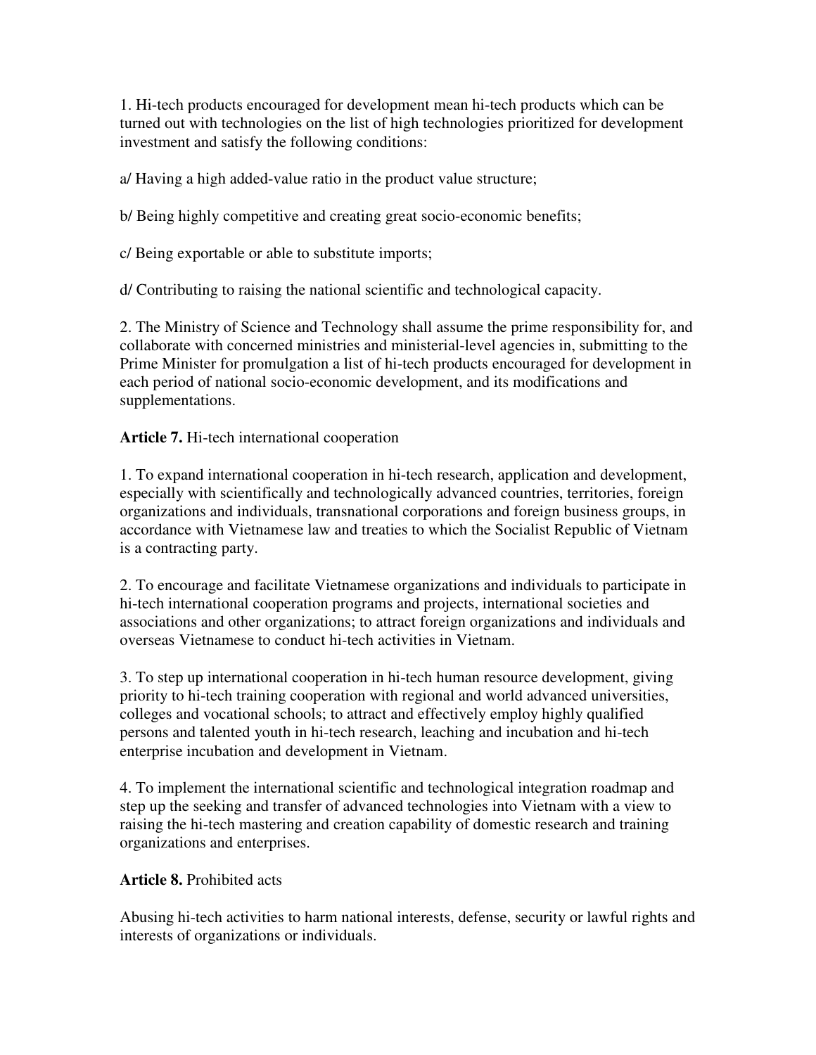1. Hi-tech products encouraged for development mean hi-tech products which can be turned out with technologies on the list of high technologies prioritized for development investment and satisfy the following conditions:

a/ Having a high added-value ratio in the product value structure;

b/ Being highly competitive and creating great socio-economic benefits;

c/ Being exportable or able to substitute imports;

d/ Contributing to raising the national scientific and technological capacity.

2. The Ministry of Science and Technology shall assume the prime responsibility for, and collaborate with concerned ministries and ministerial-level agencies in, submitting to the Prime Minister for promulgation a list of hi-tech products encouraged for development in each period of national socio-economic development, and its modifications and supplementations.

**Article 7.** Hi-tech international cooperation

1. To expand international cooperation in hi-tech research, application and development, especially with scientifically and technologically advanced countries, territories, foreign organizations and individuals, transnational corporations and foreign business groups, in accordance with Vietnamese law and treaties to which the Socialist Republic of Vietnam is a contracting party.

2. To encourage and facilitate Vietnamese organizations and individuals to participate in hi-tech international cooperation programs and projects, international societies and associations and other organizations; to attract foreign organizations and individuals and overseas Vietnamese to conduct hi-tech activities in Vietnam.

3. To step up international cooperation in hi-tech human resource development, giving priority to hi-tech training cooperation with regional and world advanced universities, colleges and vocational schools; to attract and effectively employ highly qualified persons and talented youth in hi-tech research, leaching and incubation and hi-tech enterprise incubation and development in Vietnam.

4. To implement the international scientific and technological integration roadmap and step up the seeking and transfer of advanced technologies into Vietnam with a view to raising the hi-tech mastering and creation capability of domestic research and training organizations and enterprises.

**Article 8.** Prohibited acts

Abusing hi-tech activities to harm national interests, defense, security or lawful rights and interests of organizations or individuals.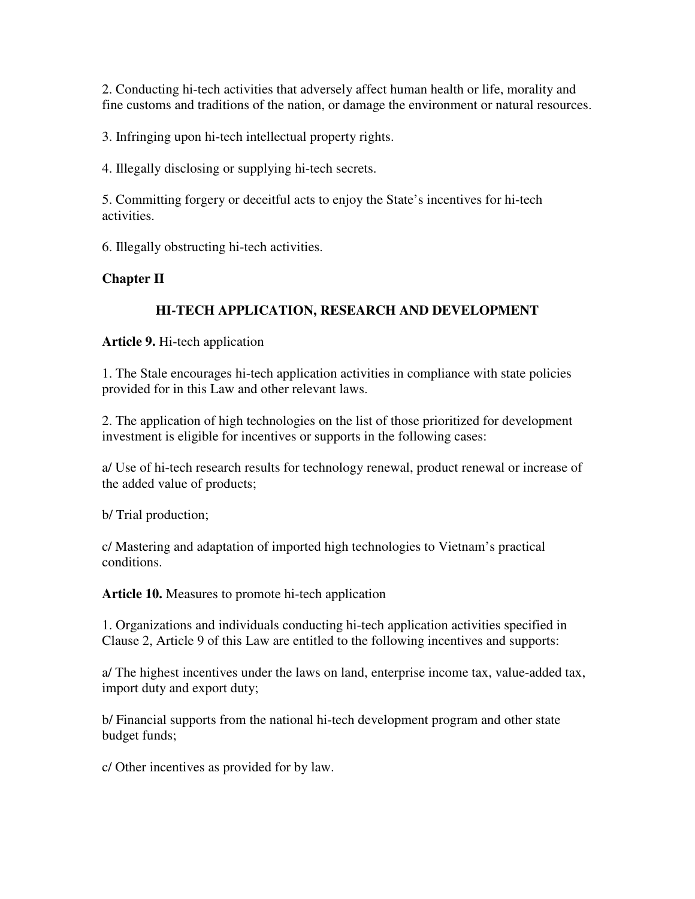2. Conducting hi-tech activities that adversely affect human health or life, morality and fine customs and traditions of the nation, or damage the environment or natural resources.

3. Infringing upon hi-tech intellectual property rights.

4. Illegally disclosing or supplying hi-tech secrets.

5. Committing forgery or deceitful acts to enjoy the State's incentives for hi-tech activities.

6. Illegally obstructing hi-tech activities.

## Chapter II

## HI-TECH APPLICATION, RESEARCH AND DEVELOPMENT

**Article 9.** Hi-tech application

1. The Stale encourages hi-tech application activities in compliance with state policies provided for in this Law and other relevant laws.

2. The application of high technologies on the list of those prioritized for development investment is eligible for incentives or supports in the following cases:

a/ Use of hi-tech research results for technology renewal, product renewal or increase of the added value of products;

b/ Trial production;

c/ Mastering and adaptation of imported high technologies to Vietnam's practical conditions.

**Article 10.** Measures to promote hi-tech application

1. Organizations and individuals conducting hi-tech application activities specified in Clause 2, Article 9 of this Law are entitled to the following incentives and supports:

a/ The highest incentives under the laws on land, enterprise income tax, value-added tax, import duty and export duty;

b/ Financial supports from the national hi-tech development program and other state budget funds;

c/ Other incentives as provided for by law.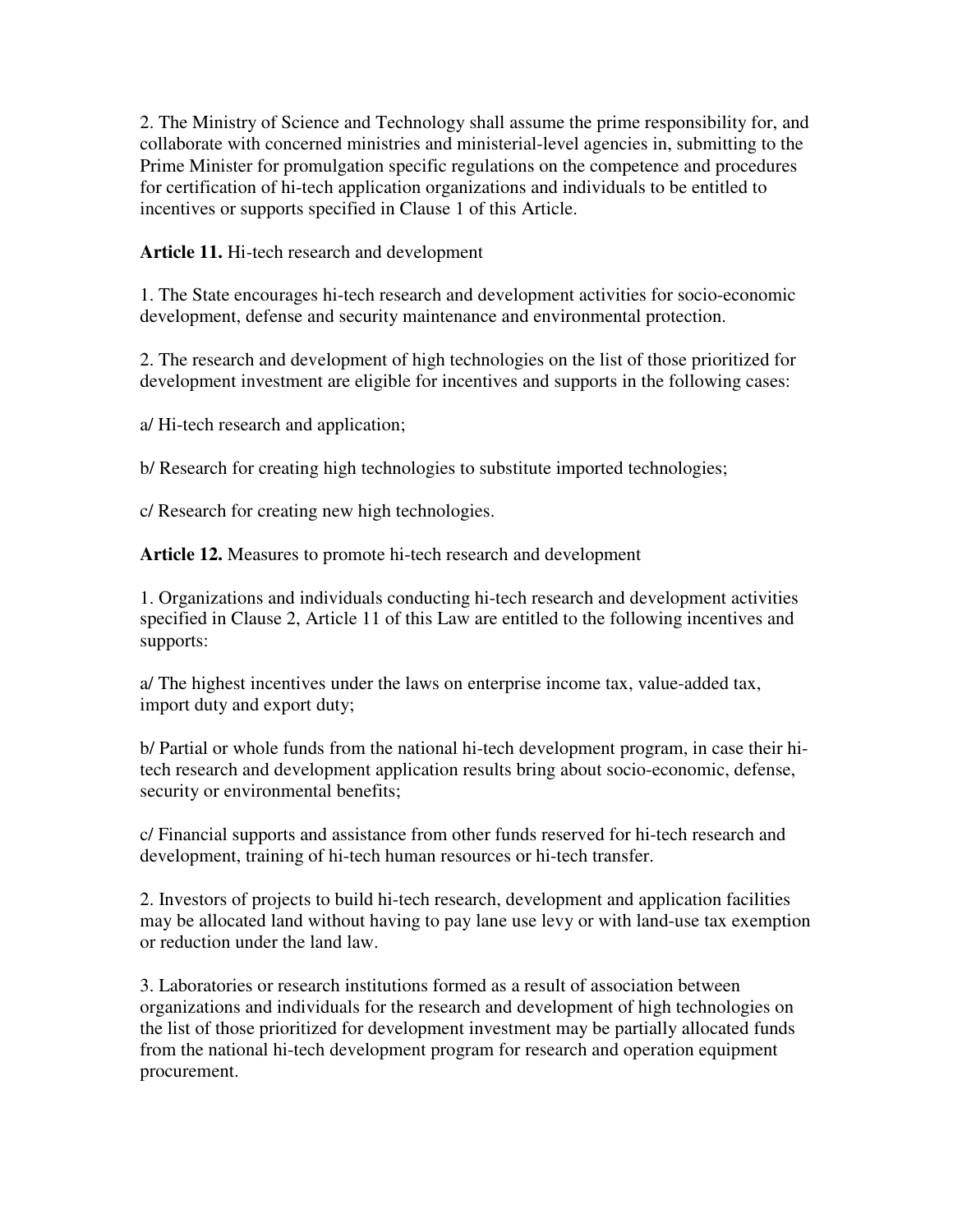2. The Ministry of Science and Technology shall assume the prime responsibility for, and collaborate with concerned ministries and ministerial-level agencies in, submitting to the Prime Minister for promulgation specific regulations on the competence and procedures for certification of hi-tech application organizations and individuals to be entitled to incentives or supports specified in Clause 1 of this Article.

**Article 11.** Hi-tech research and development

1. The State encourages hi-tech research and development activities for socio-economic development, defense and security maintenance and environmental protection.

2. The research and development of high technologies on the list of those prioritized for development investment are eligible for incentives and supports in the following cases:

a/ Hi-tech research and application;

b/ Research for creating high technologies to substitute imported technologies;

c/ Research for creating new high technologies.

**Article 12.** Measures to promote hi-tech research and development

1. Organizations and individuals conducting hi-tech research and development activities specified in Clause 2, Article 11 of this Law are entitled to the following incentives and supports:

a/ The highest incentives under the laws on enterprise income tax, value-added tax, import duty and export duty;

b/ Partial or whole funds from the national hi-tech development program, in case their hi-tech research and development application results bring about socio-economic, defense, security or environmental benefits;

c/ Financial supports and assistance from other funds reserved for hi-tech research and development, training of hi-tech human resources or hi-tech transfer.

2. Investors of projects to build hi-tech research, development and application facilities may be allocated land without having to pay lane use levy or with land-use tax exemption or reduction under the land law.

3. Laboratories or research institutions formed as a result of association between organizations and individuals for the research and development of high technologies on the list of those prioritized for development investment may be partially allocated funds from the national hi-tech development program for research and operation equipment procurement.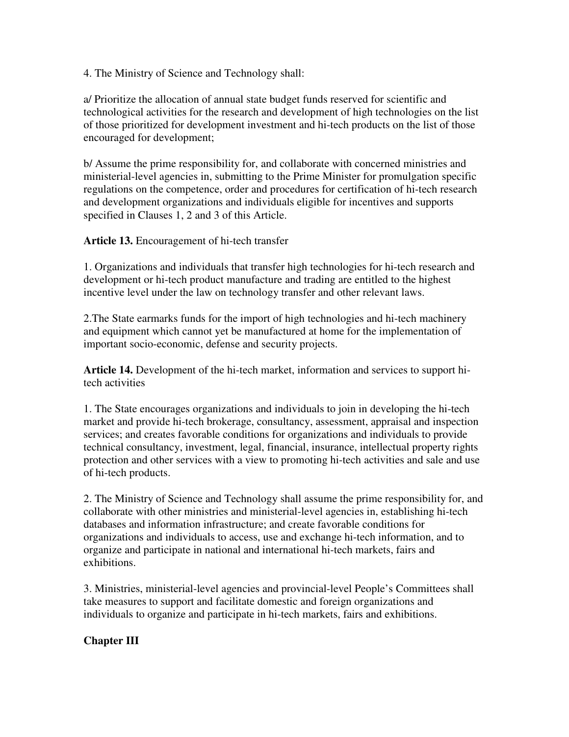4. The Ministry of Science and Technology shall:

a/ Prioritize the allocation of annual state budget funds reserved for scientific and technological activities for the research and development of high technologies on the list of those prioritized for development investment and hi-tech products on the list of those encouraged for development;

b/ Assume the prime responsibility for, and collaborate with concerned ministries and ministerial-level agencies in, submitting to the Prime Minister for promulgation specific regulations on the competence, order and procedures for certification of hi-tech research and development organizations and individuals eligible for incentives and supports specified in Clauses 1, 2 and 3 of this Article.

**Article 13.** Encouragement of hi-tech transfer

1. Organizations and individuals that transfer high technologies for hi-tech research and development or hi-tech product manufacture and trading are entitled to the highest incentive level under the law on technology transfer and other relevant laws.

2.The State earmarks funds for the import of high technologies and hi-tech machinery and equipment which cannot yet be manufactured at home for the implementation of important socio-economic, defense and security projects.

**Article 14.** Development of the hi-tech market, information and services to support hi-tech activities

1. The State encourages organizations and individuals to join in developing the hi-tech market and provide hi-tech brokerage, consultancy, assessment, appraisal and inspection services; and creates favorable conditions for organizations and individuals to provide technical consultancy, investment, legal, financial, insurance, intellectual property rights protection and other services with a view to promoting hi-tech activities and sale and use of hi-tech products.

2. The Ministry of Science and Technology shall assume the prime responsibility for, and collaborate with other ministries and ministerial-level agencies in, establishing hi-tech databases and information infrastructure; and create favorable conditions for organizations and individuals to access, use and exchange hi-tech information, and to organize and participate in national and international hi-tech markets, fairs and exhibitions.

3. Ministries, ministerial-level agencies and provincial-level People's Committees shall take measures to support and facilitate domestic and foreign organizations and individuals to organize and participate in hi-tech markets, fairs and exhibitions.

**Chapter III**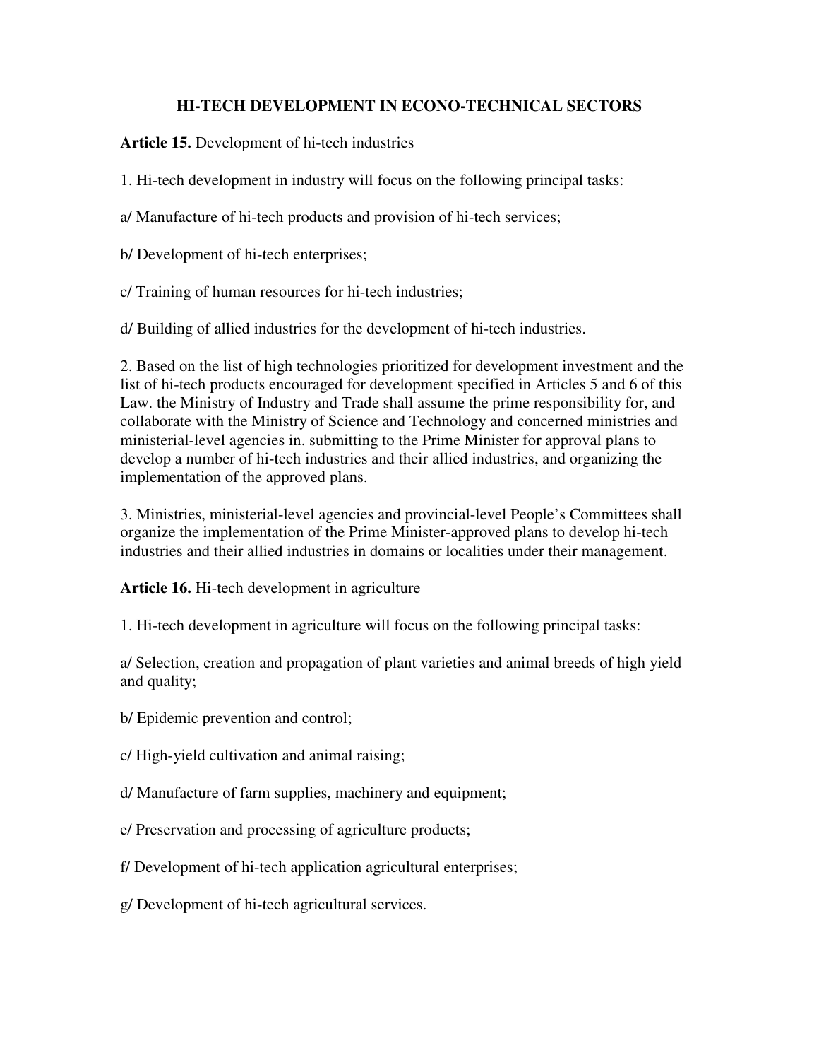## HI-TECH DEVELOPMENT IN ECONO-TECHNICAL SECTORS

**Article 15.** Development of hi-tech industries

1. Hi-tech development in industry will focus on the following principal tasks:

a/ Manufacture of hi-tech products and provision of hi-tech services;

b/ Development of hi-tech enterprises;

c/ Training of human resources for hi-tech industries;

d/ Building of allied industries for the development of hi-tech industries.

2. Based on the list of high technologies prioritized for development investment and the list of hi-tech products encouraged for development specified in Articles 5 and 6 of this Law. the Ministry of Industry and Trade shall assume the prime responsibility for, and collaborate with the Ministry of Science and Technology and concerned ministries and ministerial-level agencies in. submitting to the Prime Minister for approval plans to develop a number of hi-tech industries and their allied industries, and organizing the implementation of the approved plans.

3. Ministries, ministerial-level agencies and provincial-level People's Committees shall organize the implementation of the Prime Minister-approved plans to develop hi-tech industries and their allied industries in domains or localities under their management.

**Article 16.** Hi-tech development in agriculture

1. Hi-tech development in agriculture will focus on the following principal tasks:

a/ Selection, creation and propagation of plant varieties and animal breeds of high yield and quality;

b/ Epidemic prevention and control;

c/ High-yield cultivation and animal raising;

d/ Manufacture of farm supplies, machinery and equipment;

e/ Preservation and processing of agriculture products;

f/ Development of hi-tech application agricultural enterprises;

g/ Development of hi-tech agricultural services.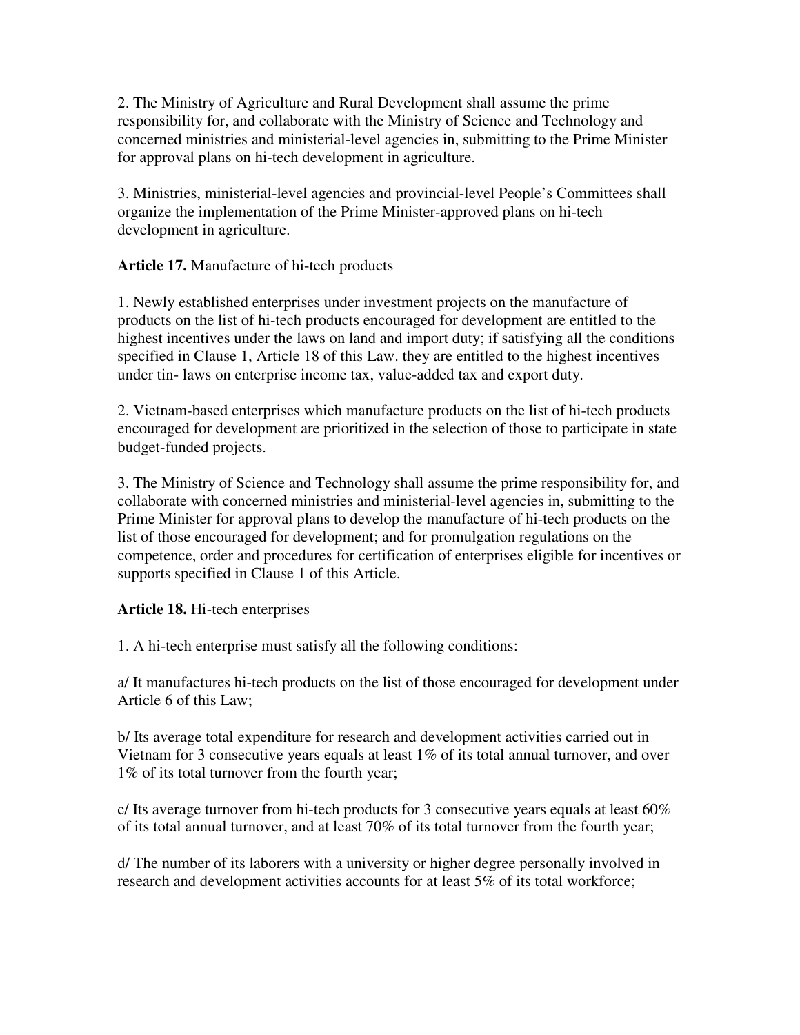2. The Ministry of Agriculture and Rural Development shall assume the prime responsibility for, and collaborate with the Ministry of Science and Technology and concerned ministries and ministerial-level agencies in, submitting to the Prime Minister for approval plans on hi-tech development in agriculture.

3. Ministries, ministerial-level agencies and provincial-level People's Committees shall organize the implementation of the Prime Minister-approved plans on hi-tech development in agriculture.

**Article 17.** Manufacture of hi-tech products

1. Newly established enterprises under investment projects on the manufacture of products on the list of hi-tech products encouraged for development are entitled to the highest incentives under the laws on land and import duty; if satisfying all the conditions specified in Clause 1, Article 18 of this Law. they are entitled to the highest incentives under tin- laws on enterprise income tax, value-added tax and export duty.

2. Vietnam-based enterprises which manufacture products on the list of hi-tech products encouraged for development are prioritized in the selection of those to participate in state budget-funded projects.

3. The Ministry of Science and Technology shall assume the prime responsibility for, and collaborate with concerned ministries and ministerial-level agencies in, submitting to the Prime Minister for approval plans to develop the manufacture of hi-tech products on the list of those encouraged for development; and for promulgation regulations on the competence, order and procedures for certification of enterprises eligible for incentives or supports specified in Clause 1 of this Article.

**Article 18.** Hi-tech enterprises

1. A hi-tech enterprise must satisfy all the following conditions:

a/ It manufactures hi-tech products on the list of those encouraged for development under Article 6 of this Law;

b/ Its average total expenditure for research and development activities carried out in Vietnam for 3 consecutive years equals at least 1% of its total annual turnover, and over 1% of its total turnover from the fourth year;

c/ Its average turnover from hi-tech products for 3 consecutive years equals at least 60% of its total annual turnover, and at least 70% of its total turnover from the fourth year;

d/ The number of its laborers with a university or higher degree personally involved in research and development activities accounts for at least 5% of its total workforce;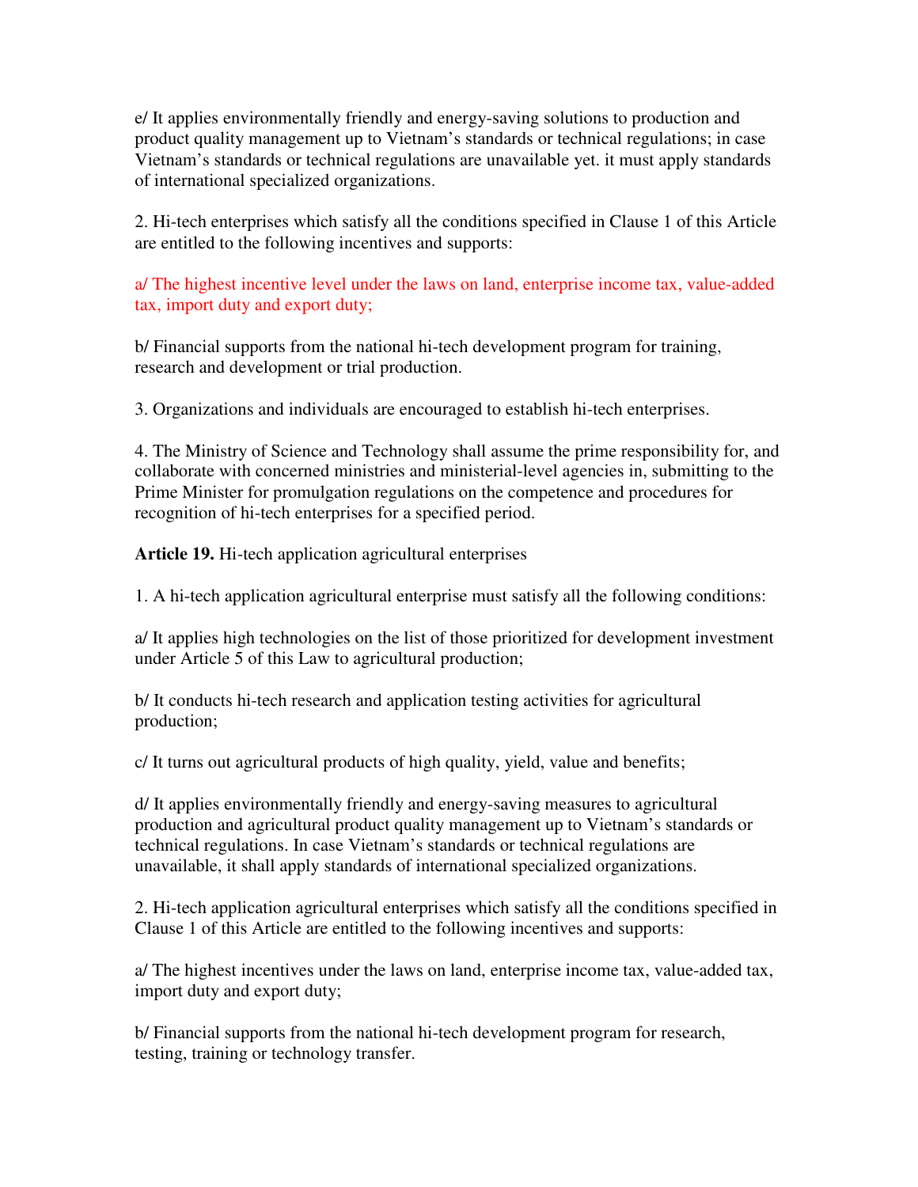e/ It applies environmentally friendly and energy-saving solutions to production and product quality management up to Vietnam's standards or technical regulations; in case Vietnam's standards or technical regulations are unavailable yet. it must apply standards of international specialized organizations.

2. Hi-tech enterprises which satisfy all the conditions specified in Clause 1 of this Article are entitled to the following incentives and supports:

a/ The highest incentive level under the laws on land, enterprise income tax, value-added tax, import duty and export duty;

b/ Financial supports from the national hi-tech development program for training, research and development or trial production.

3. Organizations and individuals are encouraged to establish hi-tech enterprises.

4. The Ministry of Science and Technology shall assume the prime responsibility for, and collaborate with concerned ministries and ministerial-level agencies in, submitting to the Prime Minister for promulgation regulations on the competence and procedures for recognition of hi-tech enterprises for a specified period.

**Article 19.** Hi-tech application agricultural enterprises

1. A hi-tech application agricultural enterprise must satisfy all the following conditions:

a/ It applies high technologies on the list of those prioritized for development investment under Article 5 of this Law to agricultural production;

b/ It conducts hi-tech research and application testing activities for agricultural production;

c/ It turns out agricultural products of high quality, yield, value and benefits;

d/ It applies environmentally friendly and energy-saving measures to agricultural production and agricultural product quality management up to Vietnam's standards or technical regulations. In case Vietnam's standards or technical regulations are unavailable, it shall apply standards of international specialized organizations.

2. Hi-tech application agricultural enterprises which satisfy all the conditions specified in Clause 1 of this Article are entitled to the following incentives and supports:

a/ The highest incentives under the laws on land, enterprise income tax, value-added tax, import duty and export duty;

b/ Financial supports from the national hi-tech development program for research, testing, training or technology transfer.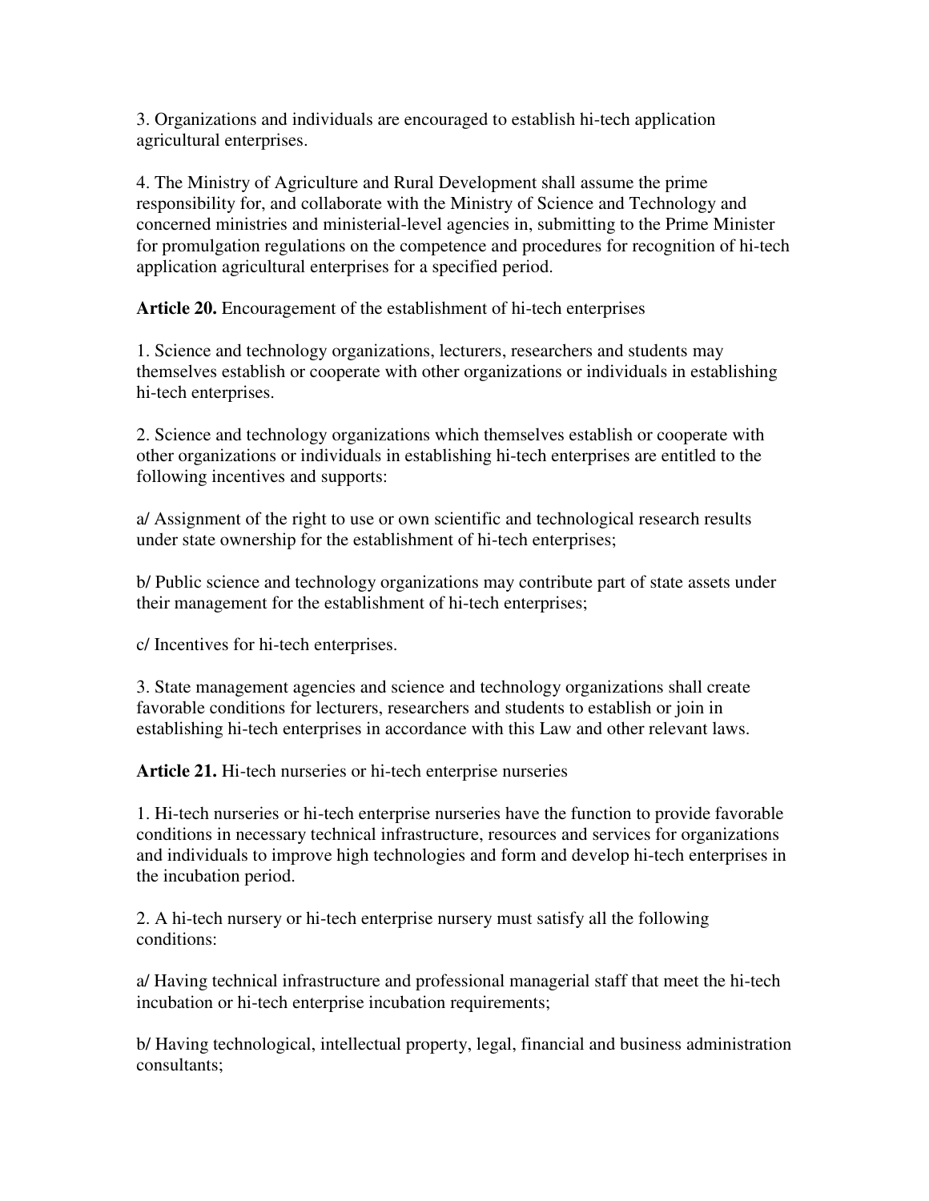3. Organizations and individuals are encouraged to establish hi-tech application agricultural enterprises.

4. The Ministry of Agriculture and Rural Development shall assume the prime responsibility for, and collaborate with the Ministry of Science and Technology and concerned ministries and ministerial-level agencies in, submitting to the Prime Minister for promulgation regulations on the competence and procedures for recognition of hi-tech application agricultural enterprises for a specified period.

**Article 20.** Encouragement of the establishment of hi-tech enterprises

1. Science and technology organizations, lecturers, researchers and students may themselves establish or cooperate with other organizations or individuals in establishing hi-tech enterprises.

2. Science and technology organizations which themselves establish or cooperate with other organizations or individuals in establishing hi-tech enterprises are entitled to the following incentives and supports:

a/ Assignment of the right to use or own scientific and technological research results under state ownership for the establishment of hi-tech enterprises;

b/ Public science and technology organizations may contribute part of state assets under their management for the establishment of hi-tech enterprises;

c/ Incentives for hi-tech enterprises.

3. State management agencies and science and technology organizations shall create favorable conditions for lecturers, researchers and students to establish or join in establishing hi-tech enterprises in accordance with this Law and other relevant laws.

**Article 21.** Hi-tech nurseries or hi-tech enterprise nurseries

1. Hi-tech nurseries or hi-tech enterprise nurseries have the function to provide favorable conditions in necessary technical infrastructure, resources and services for organizations and individuals to improve high technologies and form and develop hi-tech enterprises in the incubation period.

2. A hi-tech nursery or hi-tech enterprise nursery must satisfy all the following conditions:

a/ Having technical infrastructure and professional managerial staff that meet the hi-tech incubation or hi-tech enterprise incubation requirements;

b/ Having technological, intellectual property, legal, financial and business administration consultants;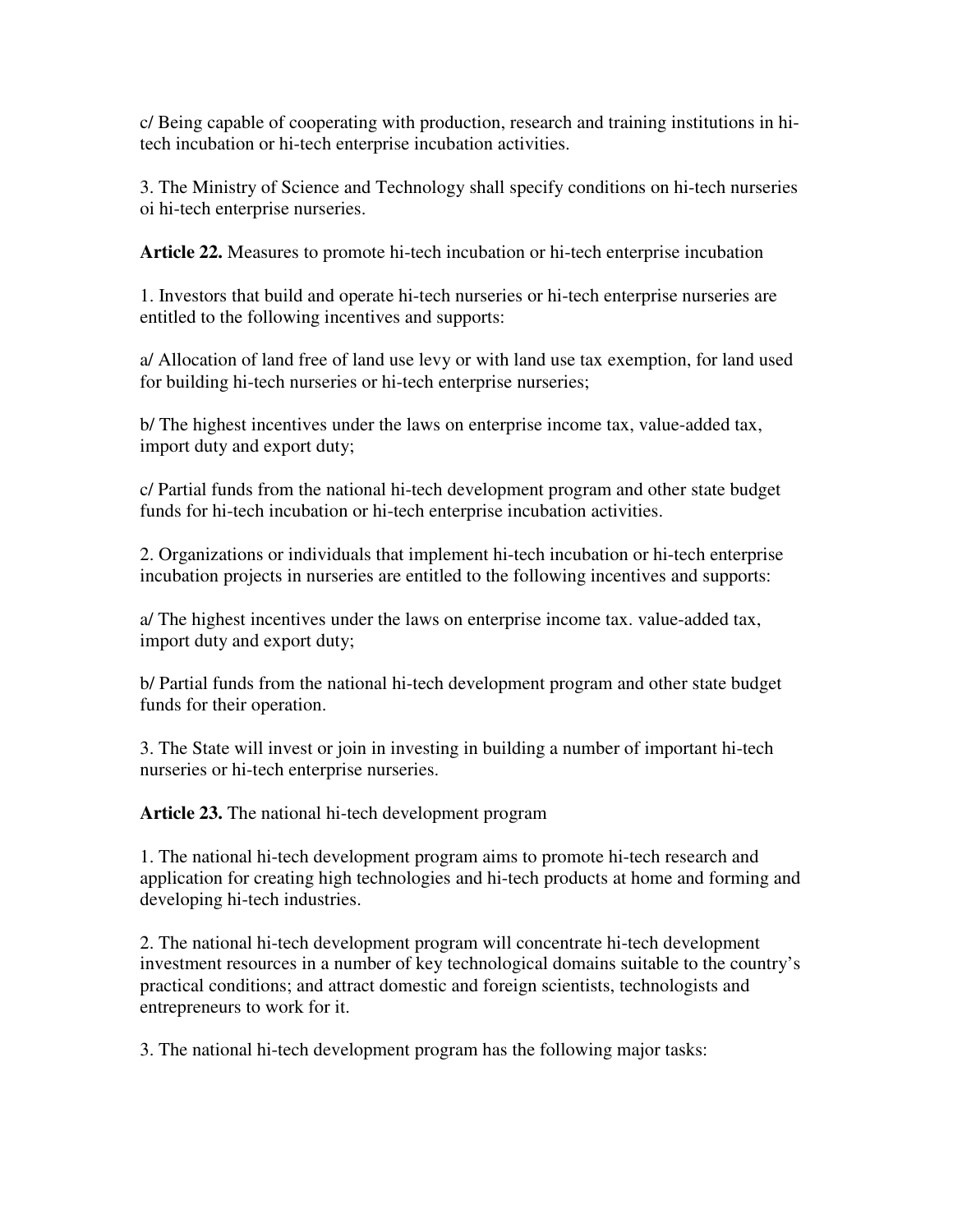c/ Being capable of cooperating with production, research and training institutions in hi-tech incubation or hi-tech enterprise incubation activities.

3. The Ministry of Science and Technology shall specify conditions on hi-tech nurseries oi hi-tech enterprise nurseries.

**Article 22.** Measures to promote hi-tech incubation or hi-tech enterprise incubation

1. Investors that build and operate hi-tech nurseries or hi-tech enterprise nurseries are entitled to the following incentives and supports:

a/ Allocation of land free of land use levy or with land use tax exemption, for land used for building hi-tech nurseries or hi-tech enterprise nurseries;

b/ The highest incentives under the laws on enterprise income tax, value-added tax, import duty and export duty;

c/ Partial funds from the national hi-tech development program and other state budget funds for hi-tech incubation or hi-tech enterprise incubation activities.

2. Organizations or individuals that implement hi-tech incubation or hi-tech enterprise incubation projects in nurseries are entitled to the following incentives and supports:

a/ The highest incentives under the laws on enterprise income tax. value-added tax, import duty and export duty;

b/ Partial funds from the national hi-tech development program and other state budget funds for their operation.

3. The State will invest or join in investing in building a number of important hi-tech nurseries or hi-tech enterprise nurseries.

**Article 23.** The national hi-tech development program

1. The national hi-tech development program aims to promote hi-tech research and application for creating high technologies and hi-tech products at home and forming and developing hi-tech industries.

2. The national hi-tech development program will concentrate hi-tech development investment resources in a number of key technological domains suitable to the country's practical conditions; and attract domestic and foreign scientists, technologists and entrepreneurs to work for it.

3. The national hi-tech development program has the following major tasks: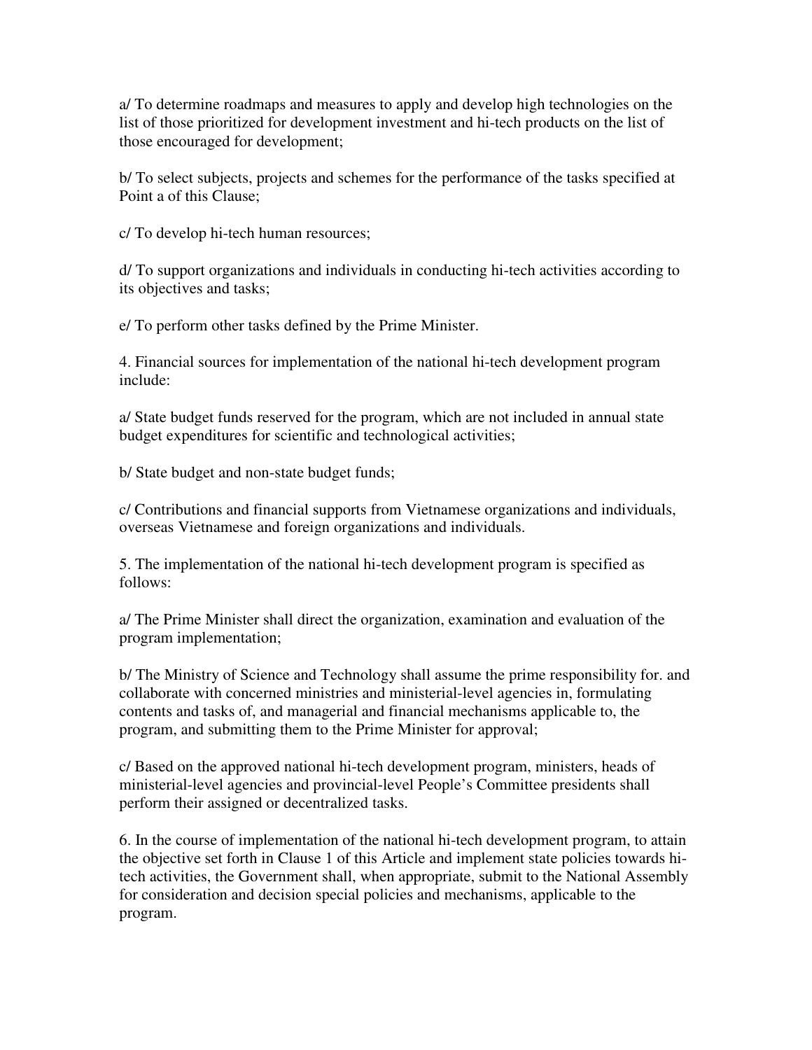a/ To determine roadmaps and measures to apply and develop high technologies on the list of those prioritized for development investment and hi-tech products on the list of those encouraged for development;

b/ To select subjects, projects and schemes for the performance of the tasks specified at Point a of this Clause;

c/ To develop hi-tech human resources;

d/ To support organizations and individuals in conducting hi-tech activities according to its objectives and tasks;

e/ To perform other tasks defined by the Prime Minister.

4. Financial sources for implementation of the national hi-tech development program include:

a/ State budget funds reserved for the program, which are not included in annual state budget expenditures for scientific and technological activities;

b/ State budget and non-state budget funds;

c/ Contributions and financial supports from Vietnamese organizations and individuals, overseas Vietnamese and foreign organizations and individuals.

5. The implementation of the national hi-tech development program is specified as follows:

a/ The Prime Minister shall direct the organization, examination and evaluation of the program implementation;

b/ The Ministry of Science and Technology shall assume the prime responsibility for. and collaborate with concerned ministries and ministerial-level agencies in, formulating contents and tasks of, and managerial and financial mechanisms applicable to, the program, and submitting them to the Prime Minister for approval;

c/ Based on the approved national hi-tech development program, ministers, heads of ministerial-level agencies and provincial-level People's Committee presidents shall perform their assigned or decentralized tasks.

6. In the course of implementation of the national hi-tech development program, to attain the objective set forth in Clause 1 of this Article and implement state policies towards hi-tech activities, the Government shall, when appropriate, submit to the National Assembly for consideration and decision special policies and mechanisms, applicable to the program.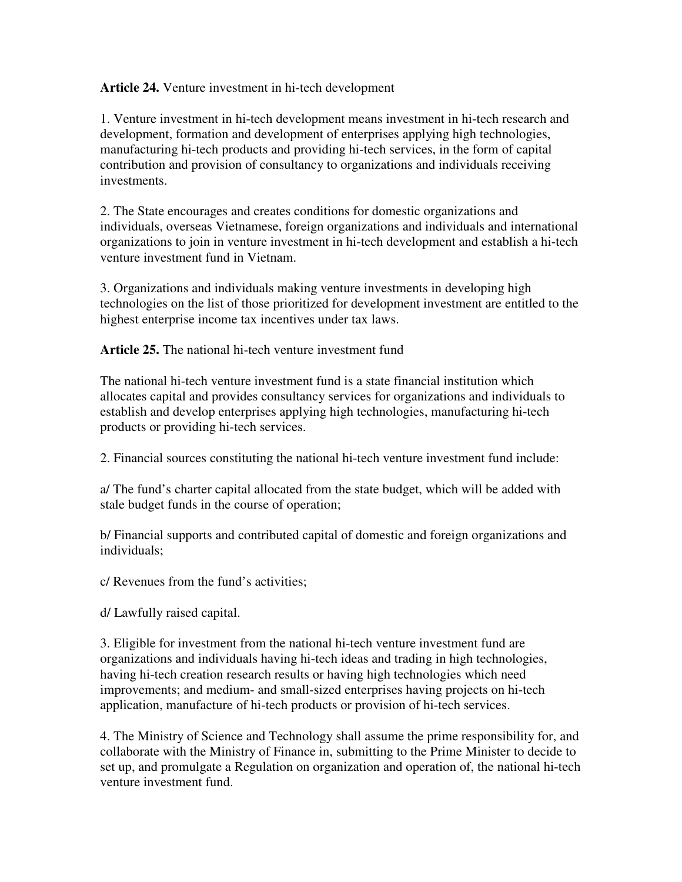**Article 24.** Venture investment in hi-tech development

1. Venture investment in hi-tech development means investment in hi-tech research and development, formation and development of enterprises applying high technologies, manufacturing hi-tech products and providing hi-tech services, in the form of capital contribution and provision of consultancy to organizations and individuals receiving investments.

2. The State encourages and creates conditions for domestic organizations and individuals, overseas Vietnamese, foreign organizations and individuals and international organizations to join in venture investment in hi-tech development and establish a hi-tech venture investment fund in Vietnam.

3. Organizations and individuals making venture investments in developing high technologies on the list of those prioritized for development investment are entitled to the highest enterprise income tax incentives under tax laws.

**Article 25.** The national hi-tech venture investment fund

The national hi-tech venture investment fund is a state financial institution which allocates capital and provides consultancy services for organizations and individuals to establish and develop enterprises applying high technologies, manufacturing hi-tech products or providing hi-tech services.

2. Financial sources constituting the national hi-tech venture investment fund include:

a/ The fund's charter capital allocated from the state budget, which will be added with stale budget funds in the course of operation;

b/ Financial supports and contributed capital of domestic and foreign organizations and individuals;

c/ Revenues from the fund's activities;

d/ Lawfully raised capital.

3. Eligible for investment from the national hi-tech venture investment fund are organizations and individuals having hi-tech ideas and trading in high technologies, having hi-tech creation research results or having high technologies which need improvements; and medium- and small-sized enterprises having projects on hi-tech application, manufacture of hi-tech products or provision of hi-tech services.

4. The Ministry of Science and Technology shall assume the prime responsibility for, and collaborate with the Ministry of Finance in, submitting to the Prime Minister to decide to set up, and promulgate a Regulation on organization and operation of, the national hi-tech venture investment fund.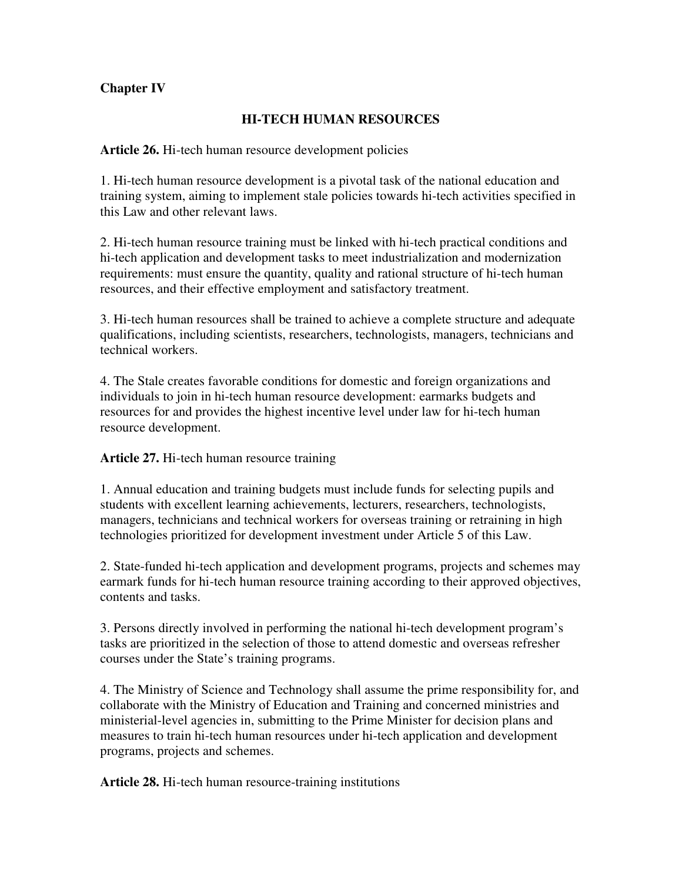**Chapter IV**

## HI-TECH HUMAN RESOURCES

**Article 26.** Hi-tech human resource development policies

1. Hi-tech human resource development is a pivotal task of the national education and training system, aiming to implement stale policies towards hi-tech activities specified in this Law and other relevant laws.

2. Hi-tech human resource training must be linked with hi-tech practical conditions and hi-tech application and development tasks to meet industrialization and modernization requirements: must ensure the quantity, quality and rational structure of hi-tech human resources, and their effective employment and satisfactory treatment.

3. Hi-tech human resources shall be trained to achieve a complete structure and adequate qualifications, including scientists, researchers, technologists, managers, technicians and technical workers.

4. The Stale creates favorable conditions for domestic and foreign organizations and individuals to join in hi-tech human resource development: earmarks budgets and resources for and provides the highest incentive level under law for hi-tech human resource development.

**Article 27.** Hi-tech human resource training

1. Annual education and training budgets must include funds for selecting pupils and students with excellent learning achievements, lecturers, researchers, technologists, managers, technicians and technical workers for overseas training or retraining in high technologies prioritized for development investment under Article 5 of this Law.

2. State-funded hi-tech application and development programs, projects and schemes may earmark funds for hi-tech human resource training according to their approved objectives, contents and tasks.

3. Persons directly involved in performing the national hi-tech development program's tasks are prioritized in the selection of those to attend domestic and overseas refresher courses under the State's training programs.

4. The Ministry of Science and Technology shall assume the prime responsibility for, and collaborate with the Ministry of Education and Training and concerned ministries and ministerial-level agencies in, submitting to the Prime Minister for decision plans and measures to train hi-tech human resources under hi-tech application and development programs, projects and schemes.

**Article 28.** Hi-tech human resource-training institutions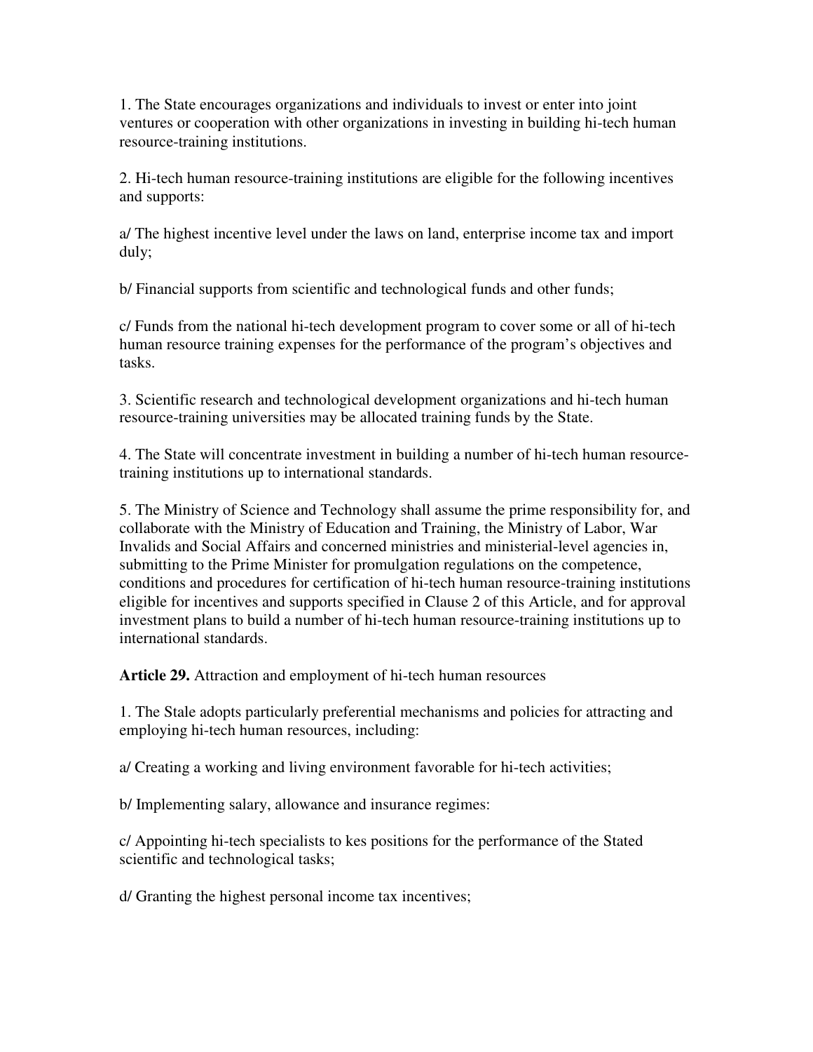1. The State encourages organizations and individuals to invest or enter into joint ventures or cooperation with other organizations in investing in building hi-tech human resource-training institutions.

2. Hi-tech human resource-training institutions are eligible for the following incentives and supports:

a/ The highest incentive level under the laws on land, enterprise income tax and import duly;

b/ Financial supports from scientific and technological funds and other funds;

c/ Funds from the national hi-tech development program to cover some or all of hi-tech human resource training expenses for the performance of the program's objectives and tasks.

3. Scientific research and technological development organizations and hi-tech human resource-training universities may be allocated training funds by the State.

4. The State will concentrate investment in building a number of hi-tech human resource-training institutions up to international standards.

5. The Ministry of Science and Technology shall assume the prime responsibility for, and collaborate with the Ministry of Education and Training, the Ministry of Labor, War Invalids and Social Affairs and concerned ministries and ministerial-level agencies in, submitting to the Prime Minister for promulgation regulations on the competence, conditions and procedures for certification of hi-tech human resource-training institutions eligible for incentives and supports specified in Clause 2 of this Article, and for approval investment plans to build a number of hi-tech human resource-training institutions up to international standards.

**Article 29.** Attraction and employment of hi-tech human resources

1. The Stale adopts particularly preferential mechanisms and policies for attracting and employing hi-tech human resources, including:

a/ Creating a working and living environment favorable for hi-tech activities;

b/ Implementing salary, allowance and insurance regimes:

c/ Appointing hi-tech specialists to kes positions for the performance of the Stated scientific and technological tasks;

d/ Granting the highest personal income tax incentives;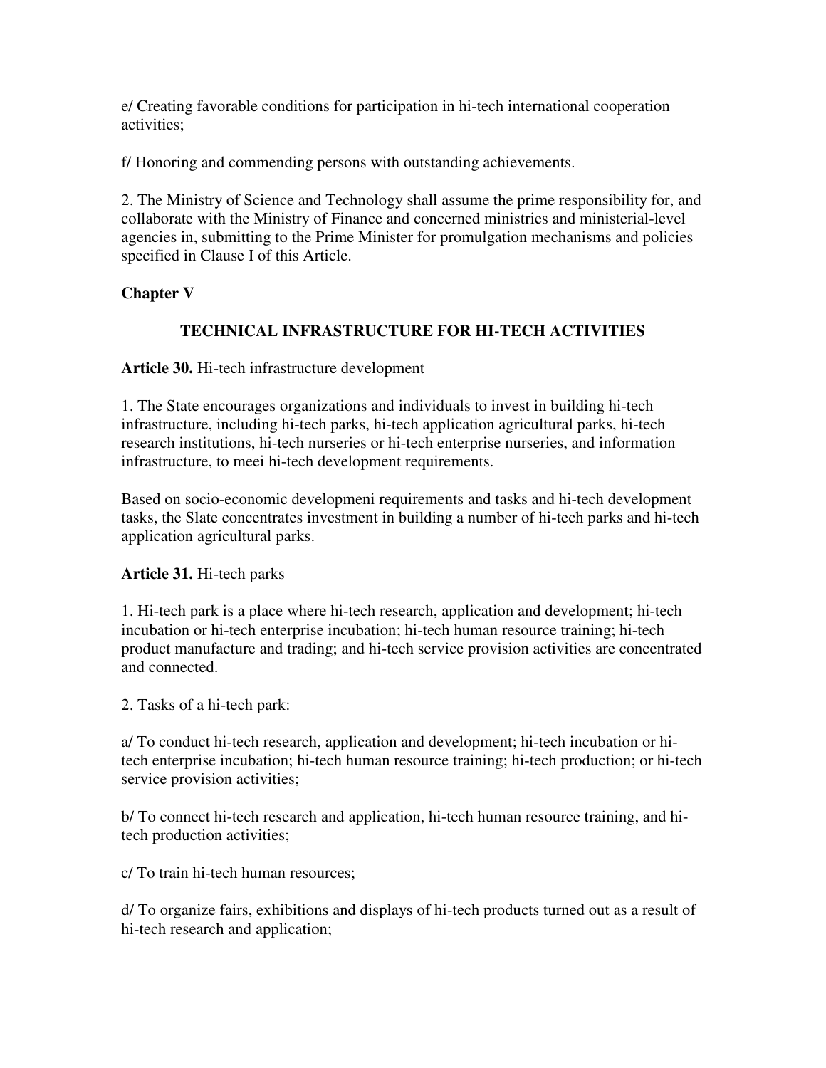e/ Creating favorable conditions for participation in hi-tech international cooperation activities;

f/ Honoring and commending persons with outstanding achievements.

2. The Ministry of Science and Technology shall assume the prime responsibility for, and collaborate with the Ministry of Finance and concerned ministries and ministerial-level agencies in, submitting to the Prime Minister for promulgation mechanisms and policies specified in Clause I of this Article.

## Chapter V

### TECHNICAL INFRASTRUCTURE FOR HI-TECH ACTIVITIES

**Article 30.** Hi-tech infrastructure development

1. The State encourages organizations and individuals to invest in building hi-tech infrastructure, including hi-tech parks, hi-tech application agricultural parks, hi-tech research institutions, hi-tech nurseries or hi-tech enterprise nurseries, and information infrastructure, to meei hi-tech development requirements.

Based on socio-economic developmeni requirements and tasks and hi-tech development tasks, the Slate concentrates investment in building a number of hi-tech parks and hi-tech application agricultural parks.

**Article 31.** Hi-tech parks

1. Hi-tech park is a place where hi-tech research, application and development; hi-tech incubation or hi-tech enterprise incubation; hi-tech human resource training; hi-tech product manufacture and trading; and hi-tech service provision activities are concentrated and connected.

2. Tasks of a hi-tech park:

a/ To conduct hi-tech research, application and development; hi-tech incubation or hi-tech enterprise incubation; hi-tech human resource training; hi-tech production; or hi-tech service provision activities;

b/ To connect hi-tech research and application, hi-tech human resource training, and hi-tech production activities;

c/ To train hi-tech human resources;

d/ To organize fairs, exhibitions and displays of hi-tech products turned out as a result of hi-tech research and application;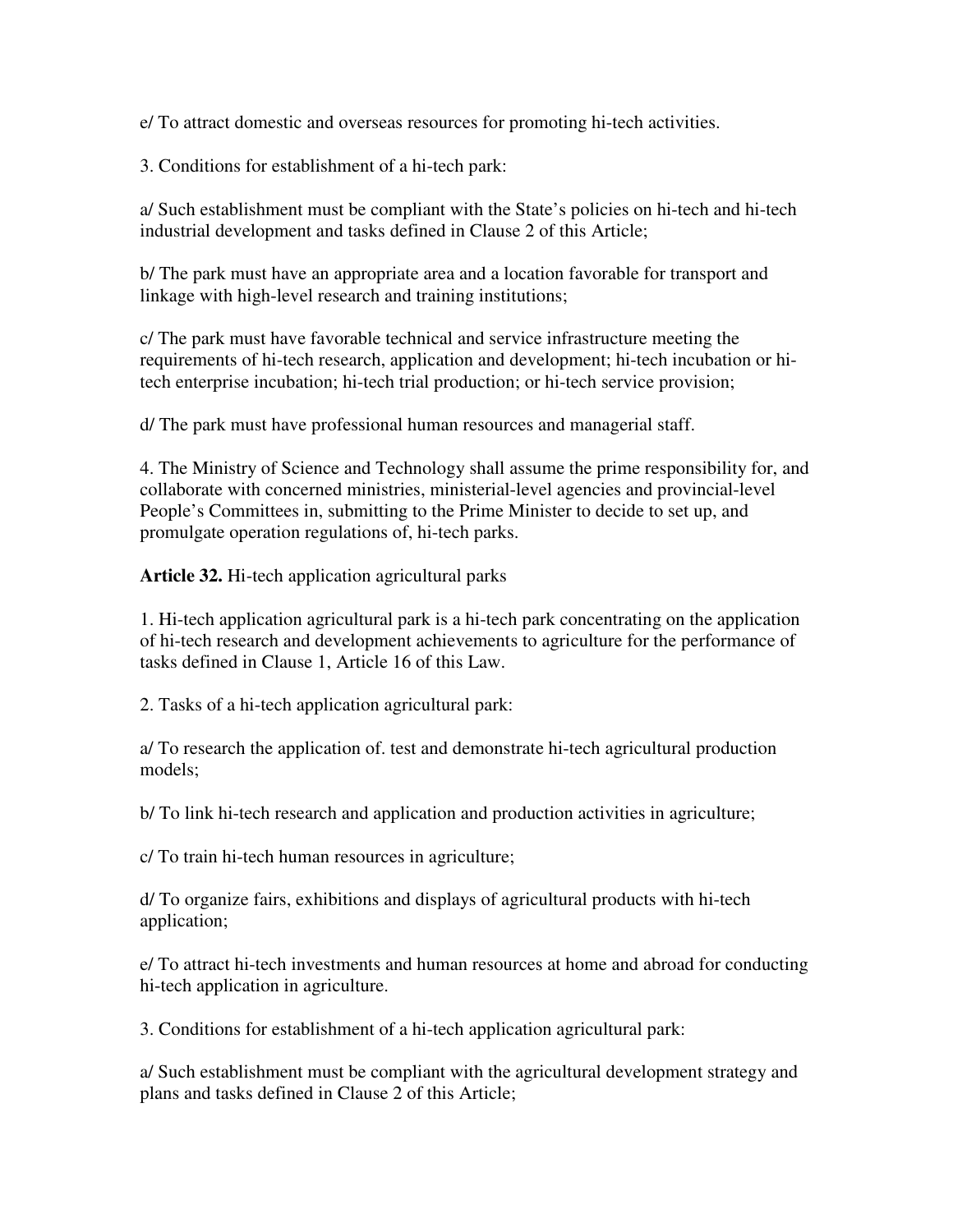e/ To attract domestic and overseas resources for promoting hi-tech activities.

3. Conditions for establishment of a hi-tech park:

a/ Such establishment must be compliant with the State's policies on hi-tech and hi-tech industrial development and tasks defined in Clause 2 of this Article;

b/ The park must have an appropriate area and a location favorable for transport and linkage with high-level research and training institutions;

c/ The park must have favorable technical and service infrastructure meeting the requirements of hi-tech research, application and development; hi-tech incubation or hi-tech enterprise incubation; hi-tech trial production; or hi-tech service provision;

d/ The park must have professional human resources and managerial staff.

4. The Ministry of Science and Technology shall assume the prime responsibility for, and collaborate with concerned ministries, ministerial-level agencies and provincial-level People's Committees in, submitting to the Prime Minister to decide to set up, and promulgate operation regulations of, hi-tech parks.

**Article 32.** Hi-tech application agricultural parks

1. Hi-tech application agricultural park is a hi-tech park concentrating on the application of hi-tech research and development achievements to agriculture for the performance of tasks defined in Clause 1, Article 16 of this Law.

2. Tasks of a hi-tech application agricultural park:

a/ To research the application of. test and demonstrate hi-tech agricultural production models;

b/ To link hi-tech research and application and production activities in agriculture;

c/ To train hi-tech human resources in agriculture;

d/ To organize fairs, exhibitions and displays of agricultural products with hi-tech application;

e/ To attract hi-tech investments and human resources at home and abroad for conducting hi-tech application in agriculture.

3. Conditions for establishment of a hi-tech application agricultural park:

a/ Such establishment must be compliant with the agricultural development strategy and plans and tasks defined in Clause 2 of this Article;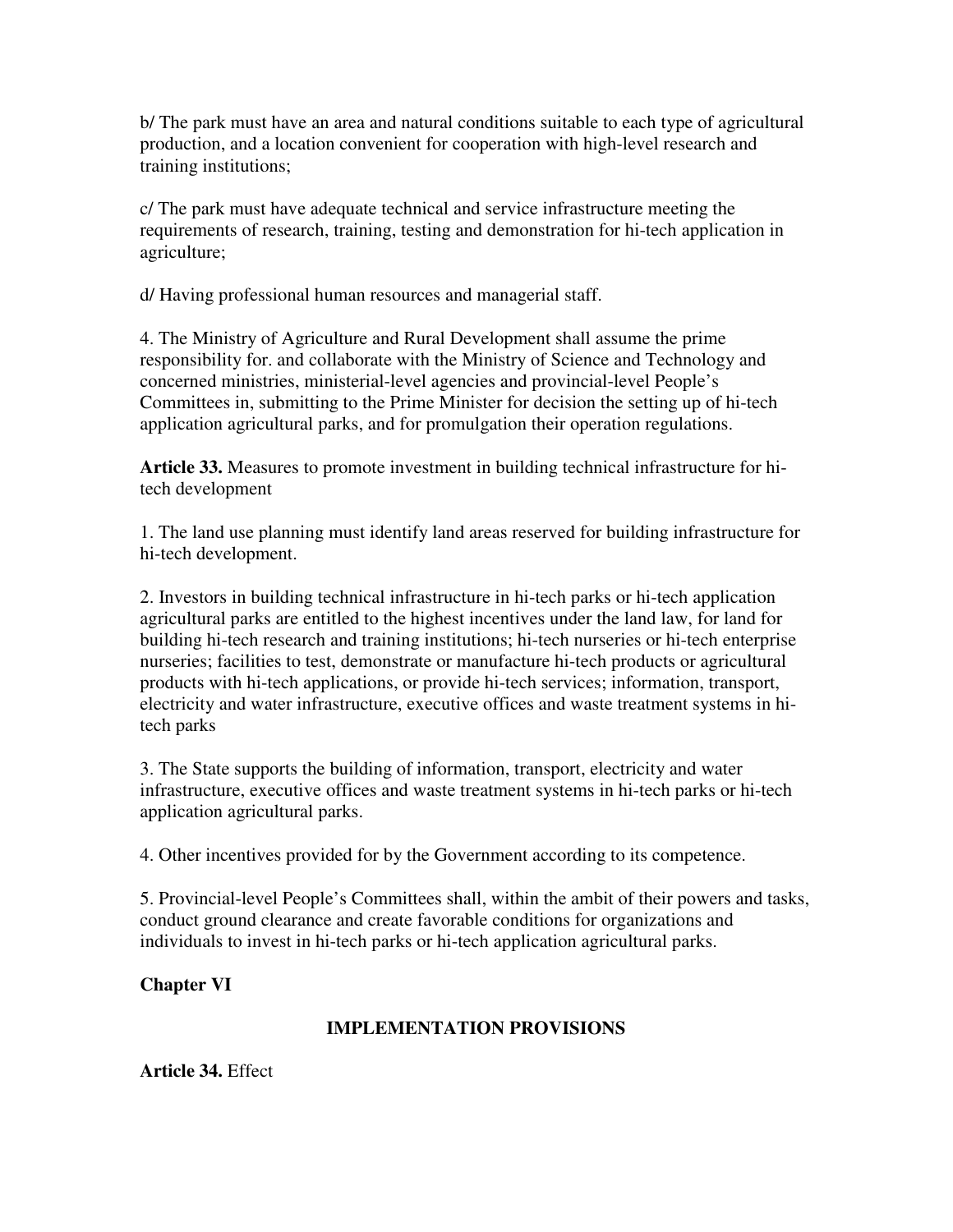b/ The park must have an area and natural conditions suitable to each type of agricultural production, and a location convenient for cooperation with high-level research and training institutions;

c/ The park must have adequate technical and service infrastructure meeting the requirements of research, training, testing and demonstration for hi-tech application in agriculture;

d/ Having professional human resources and managerial staff.

4. The Ministry of Agriculture and Rural Development shall assume the prime responsibility for. and collaborate with the Ministry of Science and Technology and concerned ministries, ministerial-level agencies and provincial-level People's Committees in, submitting to the Prime Minister for decision the setting up of hi-tech application agricultural parks, and for promulgation their operation regulations.

**Article 33.** Measures to promote investment in building technical infrastructure for hi-tech development

1. The land use planning must identify land areas reserved for building infrastructure for hi-tech development.

2. Investors in building technical infrastructure in hi-tech parks or hi-tech application agricultural parks are entitled to the highest incentives under the land law, for land for building hi-tech research and training institutions; hi-tech nurseries or hi-tech enterprise nurseries; facilities to test, demonstrate or manufacture hi-tech products or agricultural products with hi-tech applications, or provide hi-tech services; information, transport, electricity and water infrastructure, executive offices and waste treatment systems in hi-tech parks

3. The State supports the building of information, transport, electricity and water infrastructure, executive offices and waste treatment systems in hi-tech parks or hi-tech application agricultural parks.

4. Other incentives provided for by the Government according to its competence.

5. Provincial-level People's Committees shall, within the ambit of their powers and tasks, conduct ground clearance and create favorable conditions for organizations and individuals to invest in hi-tech parks or hi-tech application agricultural parks.

## Chapter VI

## IMPLEMENTATION PROVISIONS

**Article 34.** Effect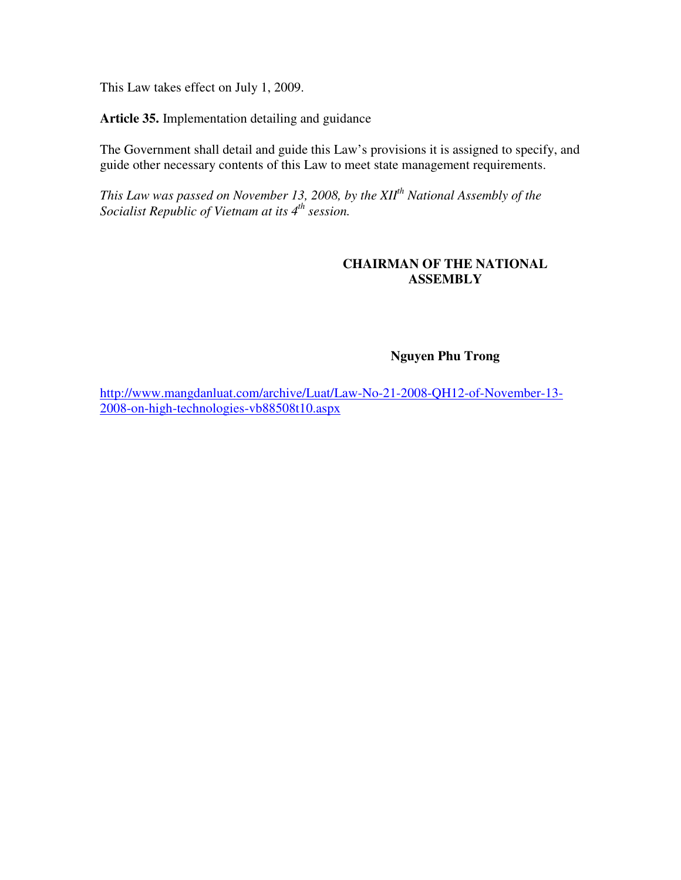This Law takes effect on July 1, 2009.

**Article 35.** Implementation detailing and guidance

The Government shall detail and guide this Law's provisions it is assigned to specify, and guide other necessary contents of this Law to meet state management requirements.

*This Law was passed on November 13, 2008, by the XII$^{th}$ National Assembly of the Socialist Republic of Vietnam at its 4$^{th}$ session.*

**CHAIRMAN OF THE NATIONAL ASSEMBLY**

**Nguyen Phu Trong**

http://www.mangdanluat.com/archive/Luat/Law-No-21-2008-QH12-of-November-13-2008-on-high-technologies-vb88508t10.aspx